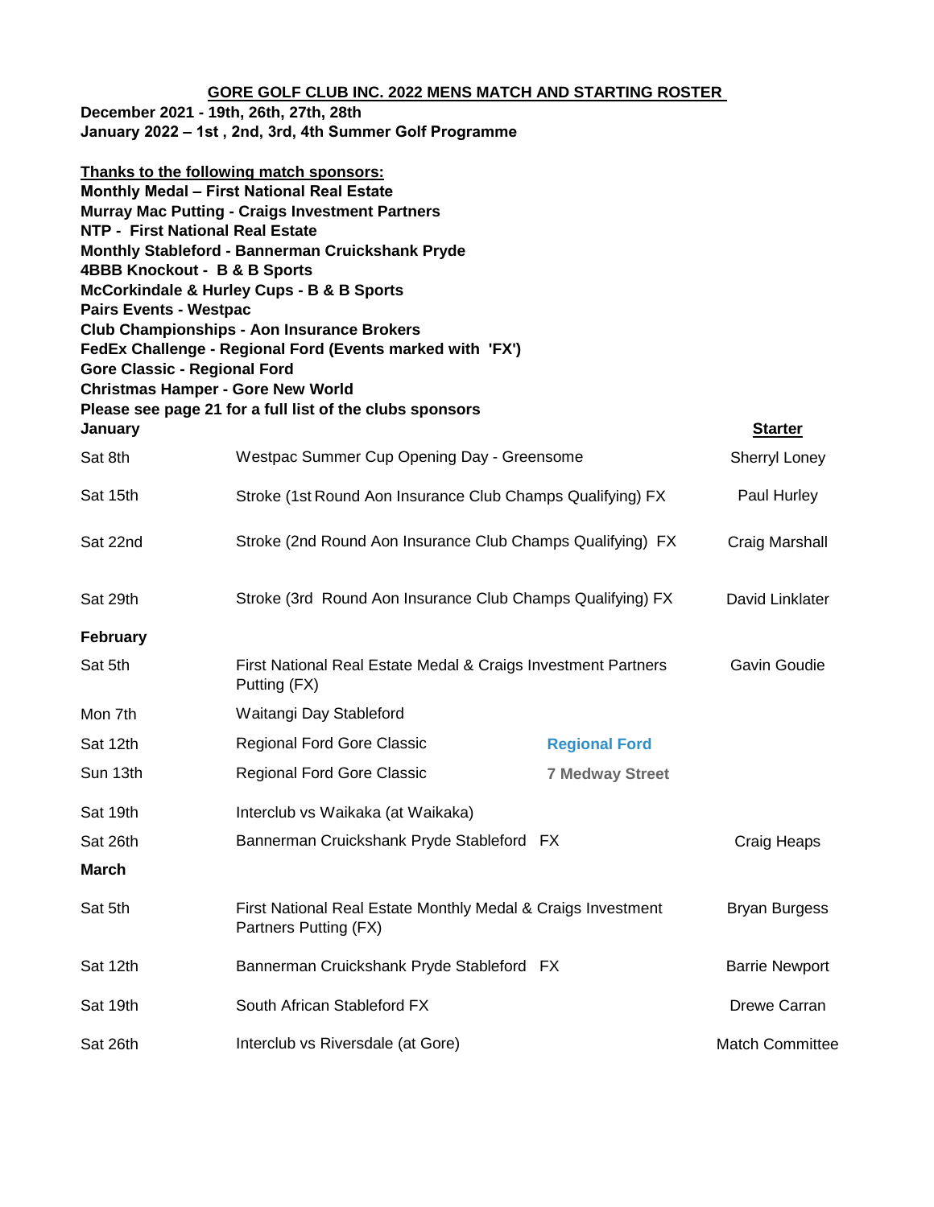# GORE GOLF CLUB INC. 2022 MENS MATCH AND STARTING ROSTER

**December 2021 - 19th, 26th, 27th, 28th**
**January 2022 – 1st , 2nd, 3rd, 4th Summer Golf Programme**

**Thanks to the following match sponsors:**
**Monthly Medal – First National Real Estate**
**Murray Mac Putting - Craigs Investment Partners**
**NTP - First National Real Estate**
**Monthly Stableford - Bannerman Cruickshank Pryde**
**4BBB Knockout - B & B Sports**
**McCorkindale & Hurley Cups - B & B Sports**
**Pairs Events - Westpac**
**Club Championships - Aon Insurance Brokers**
**FedEx Challenge - Regional Ford (Events marked with 'FX')**
**Gore Classic - Regional Ford**
**Christmas Hamper - Gore New World**
**Please see page 21 for a full list of the clubs sponsors**

| **January** | | | **Starter** |
|---|---|---|---|
| Sat 8th | Westpac Summer Cup Opening Day - Greensome | | Sherryl Loney |
| Sat 15th | Stroke (1st Round Aon Insurance Club Champs Qualifying) FX | | Paul Hurley |
| Sat 22nd | Stroke (2nd Round Aon Insurance Club Champs Qualifying) FX | | Craig Marshall |
| Sat 29th | Stroke (3rd Round Aon Insurance Club Champs Qualifying) FX | | David Linklater |
| **February** | | | |
| Sat 5th | First National Real Estate Medal & Craigs Investment Partners Putting (FX) | | Gavin Goudie |
| Mon 7th | Waitangi Day Stableford | | |
| Sat 12th | Regional Ford Gore Classic | **Regional Ford** | |
| Sun 13th | Regional Ford Gore Classic | **7 Medway Street** | |
| Sat 19th | Interclub vs Waikaka (at Waikaka) | | |
| Sat 26th | Bannerman Cruickshank Pryde Stableford FX | | Craig Heaps |
| **March** | | | |
| Sat 5th | First National Real Estate Monthly Medal & Craigs Investment Partners Putting (FX) | | Bryan Burgess |
| Sat 12th | Bannerman Cruickshank Pryde Stableford FX | | Barrie Newport |
| Sat 19th | South African Stableford FX | | Drewe Carran |
| Sat 26th | Interclub vs Riversdale (at Gore) | | Match Committee |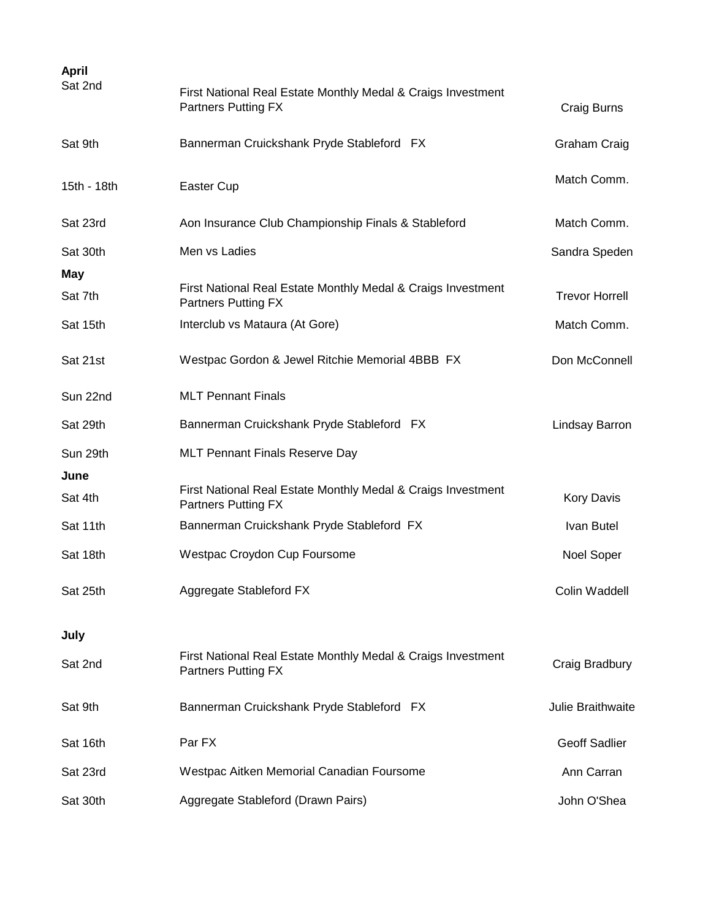**April**

| | | |
|---|---|---|
| Sat 2nd | First National Real Estate Monthly Medal & Craigs Investment Partners Putting FX | Craig Burns |
| Sat 9th | Bannerman Cruickshank Pryde Stableford FX | Graham Craig |
| 15th - 18th | Easter Cup | Match Comm. |
| Sat 23rd | Aon Insurance Club Championship Finals & Stableford | Match Comm. |
| Sat 30th | Men vs Ladies | Sandra Speden |

**May**

| | | |
|---|---|---|
| Sat 7th | First National Real Estate Monthly Medal & Craigs Investment Partners Putting FX | Trevor Horrell |
| Sat 15th | Interclub vs Mataura (At Gore) | Match Comm. |
| Sat 21st | Westpac Gordon & Jewel Ritchie Memorial 4BBB FX | Don McConnell |
| Sun 22nd | MLT Pennant Finals | |
| Sat 29th | Bannerman Cruickshank Pryde Stableford FX | Lindsay Barron |
| Sun 29th | MLT Pennant Finals Reserve Day | |

**June**

| | | |
|---|---|---|
| Sat 4th | First National Real Estate Monthly Medal & Craigs Investment Partners Putting FX | Kory Davis |
| Sat 11th | Bannerman Cruickshank Pryde Stableford FX | Ivan Butel |
| Sat 18th | Westpac Croydon Cup Foursome | Noel Soper |
| Sat 25th | Aggregate Stableford FX | Colin Waddell |

**July**

| | | |
|---|---|---|
| Sat 2nd | First National Real Estate Monthly Medal & Craigs Investment Partners Putting FX | Craig Bradbury |
| Sat 9th | Bannerman Cruickshank Pryde Stableford FX | Julie Braithwaite |
| Sat 16th | Par FX | Geoff Sadlier |
| Sat 23rd | Westpac Aitken Memorial Canadian Foursome | Ann Carran |
| Sat 30th | Aggregate Stableford (Drawn Pairs) | John O'Shea |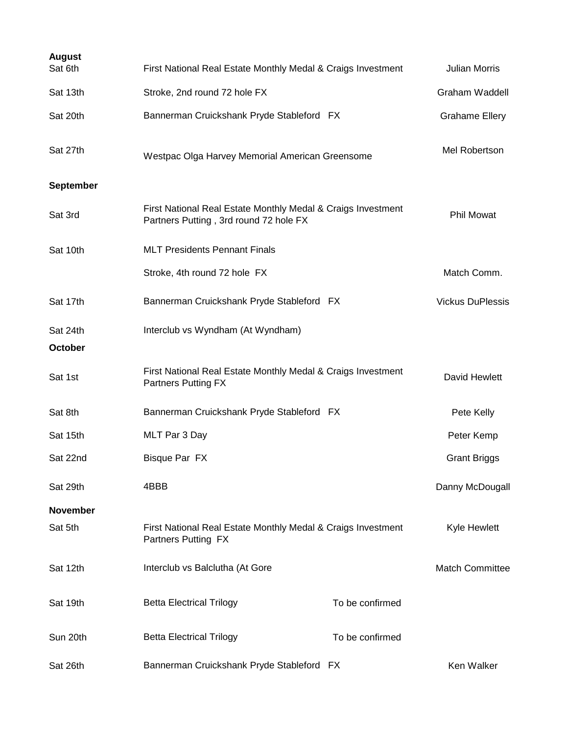| | | |
|---|---|---|
| **August** | | |
| Sat 6th | First National Real Estate Monthly Medal & Craigs Investment | Julian Morris |
| Sat 13th | Stroke, 2nd round 72 hole FX | Graham Waddell |
| Sat 20th | Bannerman Cruickshank Pryde Stableford FX | Grahame Ellery |
| Sat 27th | Westpac Olga Harvey Memorial American Greensome | Mel Robertson |
| **September** | | |
| Sat 3rd | First National Real Estate Monthly Medal & Craigs Investment Partners Putting , 3rd round 72 hole FX | Phil Mowat |
| Sat 10th | MLT Presidents Pennant Finals | |
| | Stroke, 4th round 72 hole FX | Match Comm. |
| Sat 17th | Bannerman Cruickshank Pryde Stableford FX | Vickus DuPlessis |
| Sat 24th | Interclub vs Wyndham (At Wyndham) | |
| **October** | | |
| Sat 1st | First National Real Estate Monthly Medal & Craigs Investment Partners Putting FX | David Hewlett |
| Sat 8th | Bannerman Cruickshank Pryde Stableford FX | Pete Kelly |
| Sat 15th | MLT Par 3 Day | Peter Kemp |
| Sat 22nd | Bisque Par FX | Grant Briggs |
| Sat 29th | 4BBB | Danny McDougall |
| **November** | | |
| Sat 5th | First National Real Estate Monthly Medal & Craigs Investment Partners Putting FX | Kyle Hewlett |
| Sat 12th | Interclub vs Balclutha (At Gore | Match Committee |
| Sat 19th | Betta Electrical Trilogy To be confirmed | |
| Sun 20th | Betta Electrical Trilogy To be confirmed | |
| Sat 26th | Bannerman Cruickshank Pryde Stableford FX | Ken Walker |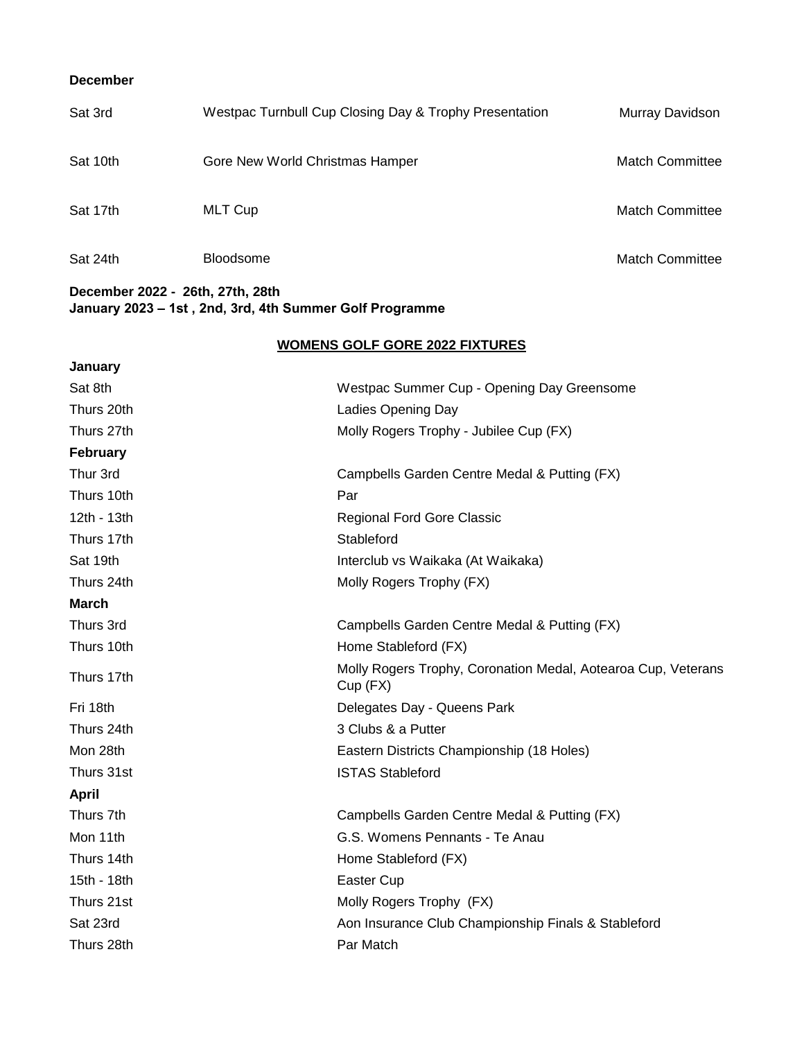**December**

| | | |
|---|---|---|
| Sat 3rd | Westpac Turnbull Cup Closing Day & Trophy Presentation | Murray Davidson |
| Sat 10th | Gore New World Christmas Hamper | Match Committee |
| Sat 17th | MLT Cup | Match Committee |
| Sat 24th | Bloodsome | Match Committee |

**December 2022 - 26th, 27th, 28th**
**January 2023 – 1st , 2nd, 3rd, 4th Summer Golf Programme**

## WOMENS GOLF GORE 2022 FIXTURES

| | |
|---|---|
| **January** | |
| Sat 8th | Westpac Summer Cup - Opening Day Greensome |
| Thurs 20th | Ladies Opening Day |
| Thurs 27th | Molly Rogers Trophy - Jubilee Cup (FX) |
| **February** | |
| Thur 3rd | Campbells Garden Centre Medal & Putting (FX) |
| Thurs 10th | Par |
| 12th - 13th | Regional Ford Gore Classic |
| Thurs 17th | Stableford |
| Sat 19th | Interclub vs Waikaka (At Waikaka) |
| Thurs 24th | Molly Rogers Trophy (FX) |
| **March** | |
| Thurs 3rd | Campbells Garden Centre Medal & Putting (FX) |
| Thurs 10th | Home Stableford (FX) |
| Thurs 17th | Molly Rogers Trophy, Coronation Medal, Aotearoa Cup, Veterans Cup (FX) |
| Fri 18th | Delegates Day - Queens Park |
| Thurs 24th | 3 Clubs & a Putter |
| Mon 28th | Eastern Districts Championship (18 Holes) |
| Thurs 31st | ISTAS Stableford |
| **April** | |
| Thurs 7th | Campbells Garden Centre Medal & Putting (FX) |
| Mon 11th | G.S. Womens Pennants - Te Anau |
| Thurs 14th | Home Stableford (FX) |
| 15th - 18th | Easter Cup |
| Thurs 21st | Molly Rogers Trophy (FX) |
| Sat 23rd | Aon Insurance Club Championship Finals & Stableford |
| Thurs 28th | Par Match |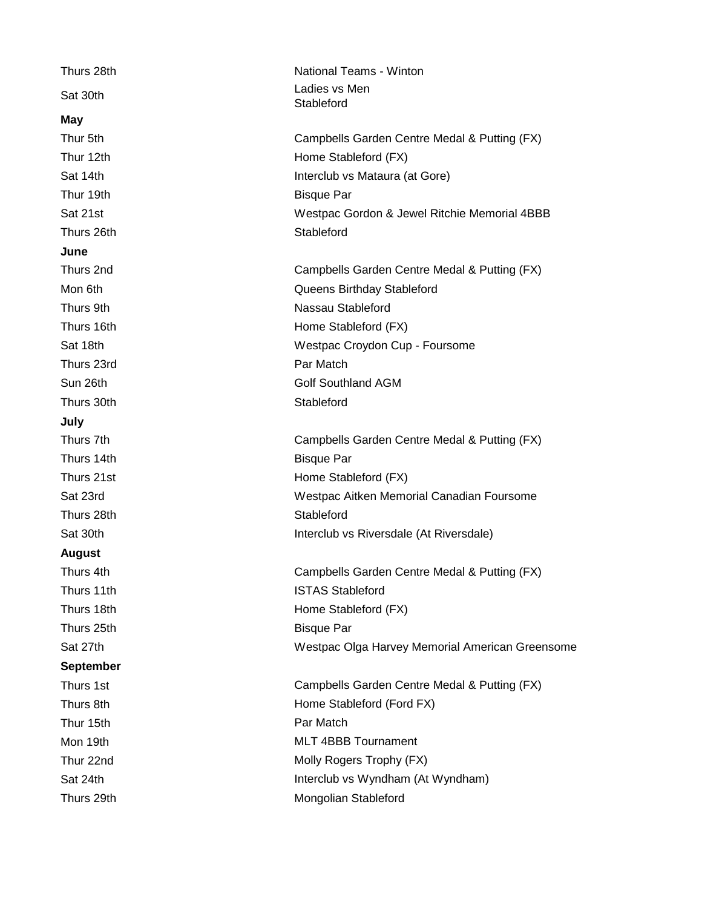| | |
|---|---|
| Thurs 28th | National Teams - Winton |
| Sat 30th | Ladies vs Men<br>Stableford |
| **May** | |
| Thur 5th | Campbells Garden Centre Medal & Putting (FX) |
| Thur 12th | Home Stableford (FX) |
| Sat 14th | Interclub vs Mataura (at Gore) |
| Thur 19th | Bisque Par |
| Sat 21st | Westpac Gordon & Jewel Ritchie Memorial 4BBB |
| Thurs 26th | Stableford |
| **June** | |
| Thurs 2nd | Campbells Garden Centre Medal & Putting (FX) |
| Mon 6th | Queens Birthday Stableford |
| Thurs 9th | Nassau Stableford |
| Thurs 16th | Home Stableford (FX) |
| Sat 18th | Westpac Croydon Cup - Foursome |
| Thurs 23rd | Par Match |
| Sun 26th | Golf Southland AGM |
| Thurs 30th | Stableford |
| **July** | |
| Thurs 7th | Campbells Garden Centre Medal & Putting (FX) |
| Thurs 14th | Bisque Par |
| Thurs 21st | Home Stableford (FX) |
| Sat 23rd | Westpac Aitken Memorial Canadian Foursome |
| Thurs 28th | Stableford |
| Sat 30th | Interclub vs Riversdale (At Riversdale) |
| **August** | |
| Thurs 4th | Campbells Garden Centre Medal & Putting (FX) |
| Thurs 11th | ISTAS Stableford |
| Thurs 18th | Home Stableford (FX) |
| Thurs 25th | Bisque Par |
| Sat 27th | Westpac Olga Harvey Memorial American Greensome |
| **September** | |
| Thurs 1st | Campbells Garden Centre Medal & Putting (FX) |
| Thurs 8th | Home Stableford (Ford FX) |
| Thur 15th | Par Match |
| Mon 19th | MLT 4BBB Tournament |
| Thur 22nd | Molly Rogers Trophy (FX) |
| Sat 24th | Interclub vs Wyndham (At Wyndham) |
| Thurs 29th | Mongolian Stableford |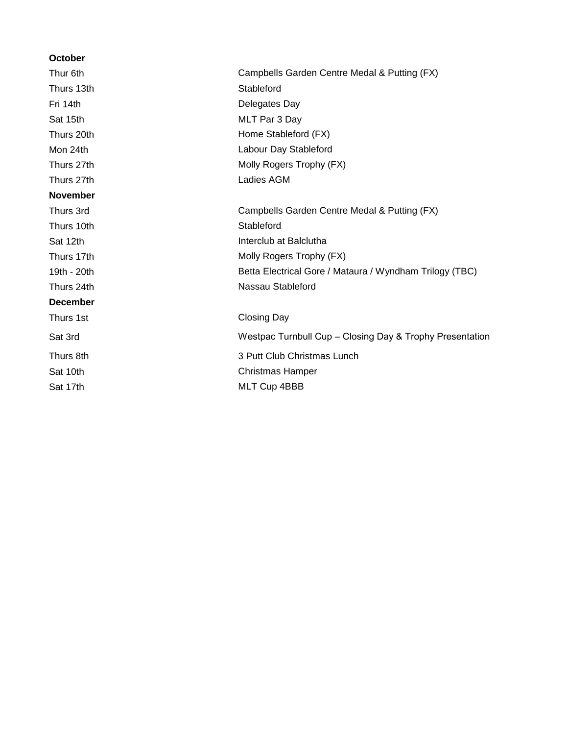| | |
|---|---|
| **October** | |
| Thur 6th | Campbells Garden Centre Medal & Putting (FX) |
| Thurs 13th | Stableford |
| Fri 14th | Delegates Day |
| Sat 15th | MLT Par 3 Day |
| Thurs 20th | Home Stableford (FX) |
| Mon 24th | Labour Day Stableford |
| Thurs 27th | Molly Rogers Trophy (FX) |
| Thurs 27th | Ladies AGM |
| **November** | |
| Thurs 3rd | Campbells Garden Centre Medal & Putting (FX) |
| Thurs 10th | Stableford |
| Sat 12th | Interclub at Balclutha |
| Thurs 17th | Molly Rogers Trophy (FX) |
| 19th - 20th | Betta Electrical Gore / Mataura / Wyndham Trilogy (TBC) |
| Thurs 24th | Nassau Stableford |
| **December** | |
| Thurs 1st | Closing Day |
| Sat 3rd | Westpac Turnbull Cup – Closing Day & Trophy Presentation |
| Thurs 8th | 3 Putt Club Christmas Lunch |
| Sat 10th | Christmas Hamper |
| Sat 17th | MLT Cup 4BBB |